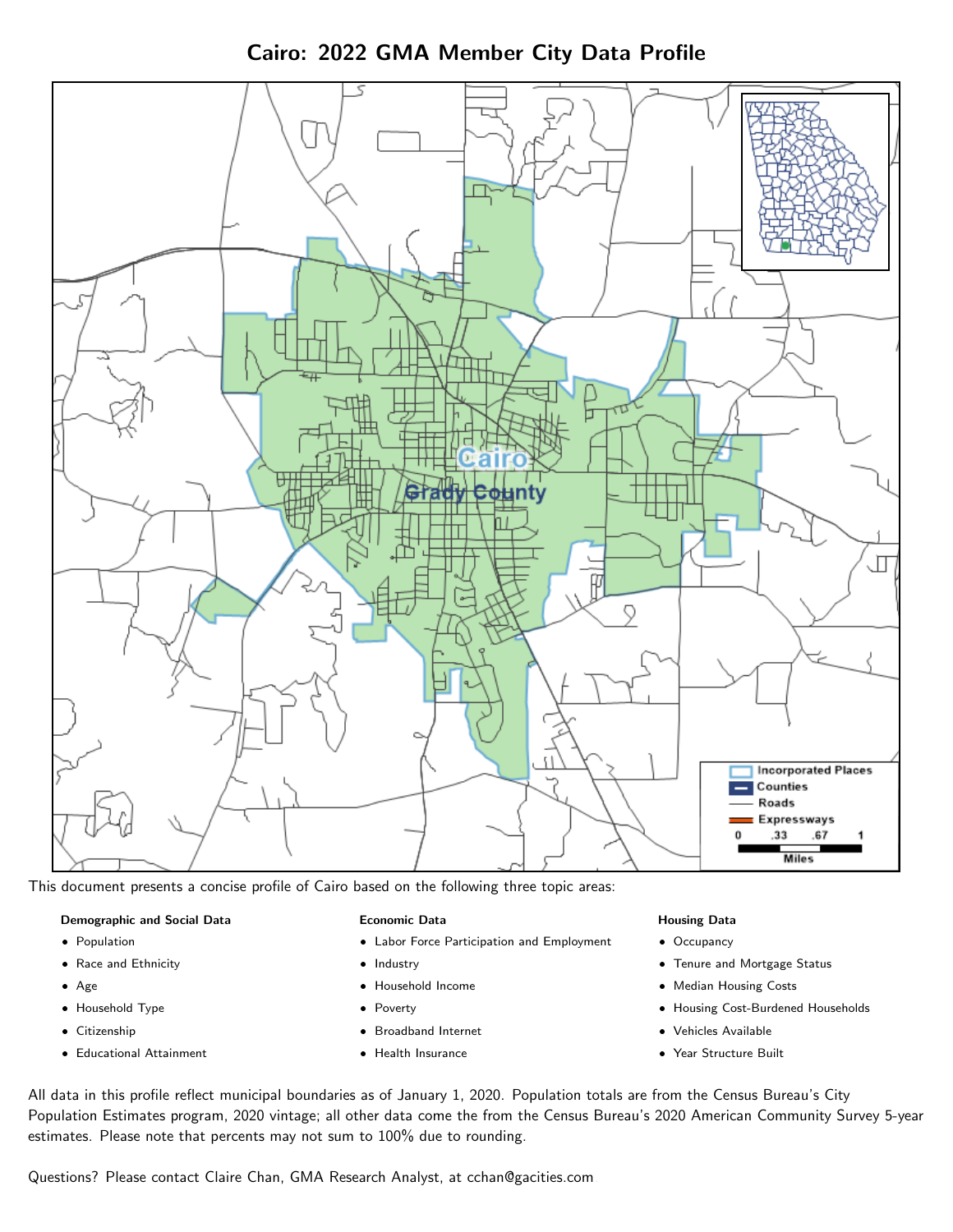# Cairo: 2022 GMA Member City Data Profile

This document presents a concise profile of Cairo based on the following three topic areas:

**Demographic and Social Data**

- Population
- Race and Ethnicity
- Age
- Household Type
- Citizenship
- Educational Attainment

**Economic Data**

- Labor Force Participation and Employment
- Industry
- Household Income
- Poverty
- Broadband Internet
- Health Insurance

**Housing Data**

- Occupancy
- Tenure and Mortgage Status
- Median Housing Costs
- Housing Cost-Burdened Households
- Vehicles Available
- Year Structure Built

All data in this profile reflect municipal boundaries as of January 1, 2020. Population totals are from the Census Bureau's City Population Estimates program, 2020 vintage; all other data come the from the Census Bureau's 2020 American Community Survey 5-year estimates. Please note that percents may not sum to 100% due to rounding.

Questions? Please contact Claire Chan, GMA Research Analyst, at cchan@gacities.com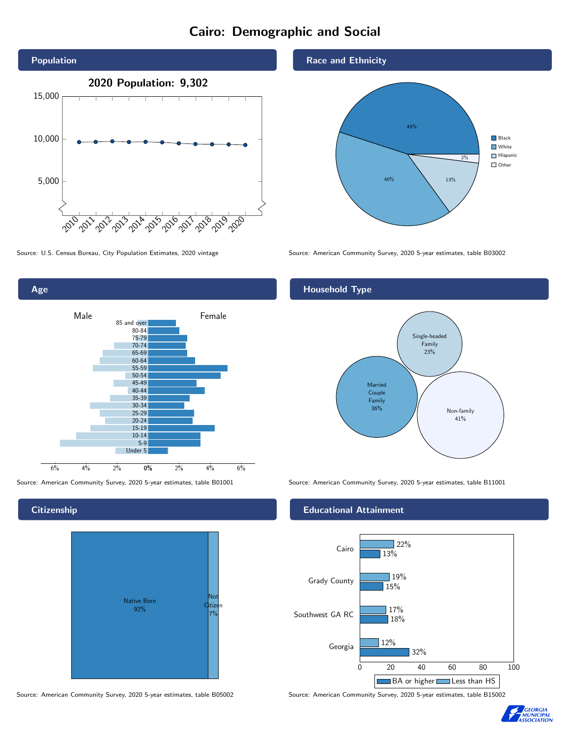# Cairo: Demographic and Social

## Population

**2020 Population: 9,302**

Source: U.S. Census Bureau, City Population Estimates, 2020 vintage

## Race and Ethnicity

| Group | Percent |
| --- | --- |
| Black | 45% |
| White | 40% |
| Hispanic | 13% |
| Other | 2% |

Source: American Community Survey, 2020 5-year estimates, table B03002

## Age

Source: American Community Survey, 2020 5-year estimates, table B01001

## Household Type

| Type | Percent |
| --- | --- |
| Single-headed Family | 23% |
| Married Couple Family | 36% |
| Non-family | 41% |

Source: American Community Survey, 2020 5-year estimates, table B11001

## Citizenship

| Status | Percent |
| --- | --- |
| Native Born | 92% |
| Not Citizen | 7% |

Source: American Community Survey, 2020 5-year estimates, table B05002

## Educational Attainment

| Area | Less than HS | BA or higher |
| --- | --- | --- |
| Cairo | 22% | 13% |
| Grady County | 19% | 15% |
| Southwest GA RC | 17% | 18% |
| Georgia | 12% | 32% |

Source: American Community Survey, 2020 5-year estimates, table B15002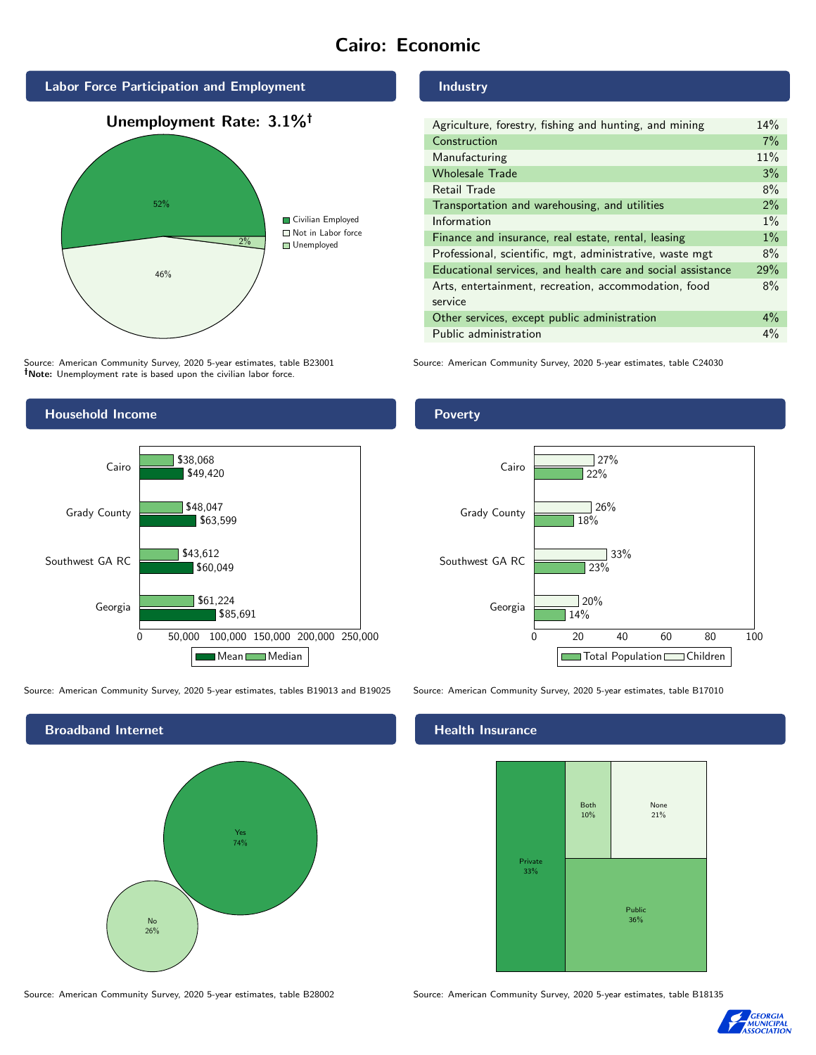# Cairo: Economic

## Labor Force Participation and Employment

**Unemployment Rate: 3.1%†**

| Category | Percent |
|---|---|
| Civilian Employed | 52% |
| Not in Labor force | 46% |
| Unemployed | 2% |

Source: American Community Survey, 2020 5-year estimates, table B23001
**†Note:** Unemployment rate is based upon the civilian labor force.

## Industry

| Industry | Percent |
|---|---|
| Agriculture, forestry, fishing and hunting, and mining | 14% |
| Construction | 7% |
| Manufacturing | 11% |
| Wholesale Trade | 3% |
| Retail Trade | 8% |
| Transportation and warehousing, and utilities | 2% |
| Information | 1% |
| Finance and insurance, real estate, rental, leasing | 1% |
| Professional, scientific, mgt, administrative, waste mgt | 8% |
| Educational services, and health care and social assistance | 29% |
| Arts, entertainment, recreation, accommodation, food service | 8% |
| Other services, except public administration | 4% |
| Public administration | 4% |

Source: American Community Survey, 2020 5-year estimates, table C24030

## Household Income

| Area | Median | Mean |
|---|---|---|
| Cairo | $38,068 | $49,420 |
| Grady County | $48,047 | $63,599 |
| Southwest GA RC | $43,612 | $60,049 |
| Georgia | $61,224 | $85,691 |

Source: American Community Survey, 2020 5-year estimates, tables B19013 and B19025

## Poverty

| Area | Children | Total Population |
|---|---|---|
| Cairo | 27% | 22% |
| Grady County | 26% | 18% |
| Southwest GA RC | 33% | 23% |
| Georgia | 20% | 14% |

Source: American Community Survey, 2020 5-year estimates, table B17010

## Broadband Internet

| Response | Percent |
|---|---|
| Yes | 74% |
| No | 26% |

Source: American Community Survey, 2020 5-year estimates, table B28002

## Health Insurance

| Type | Percent |
|---|---|
| Private | 33% |
| Both | 10% |
| None | 21% |
| Public | 36% |

Source: American Community Survey, 2020 5-year estimates, table B18135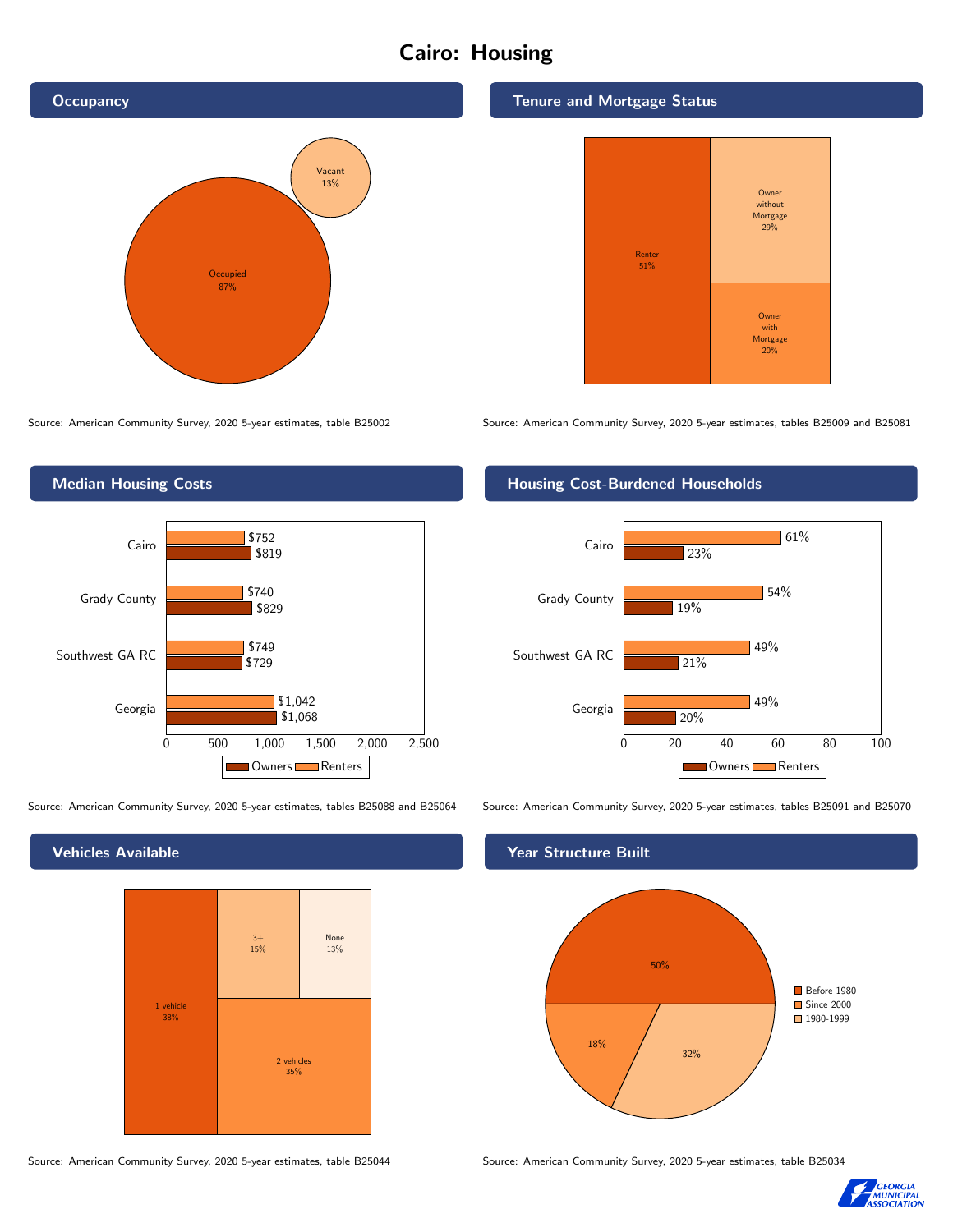# Cairo: Housing

## Occupancy

Vacant
13%

Occupied
87%

Source: American Community Survey, 2020 5-year estimates, table B25002

## Tenure and Mortgage Status

Renter
51%

Owner without Mortgage
29%

Owner with Mortgage
20%

Source: American Community Survey, 2020 5-year estimates, tables B25009 and B25081

## Median Housing Costs

Cairo: $752, $819

Grady County: $740, $829

Southwest GA RC: $749, $729

Georgia: $1,042, $1,068

0, 500, 1,000, 1,500, 2,000, 2,500

Owners, Renters

Source: American Community Survey, 2020 5-year estimates, tables B25088 and B25064

## Housing Cost-Burdened Households

Cairo: 61%, 23%

Grady County: 54%, 19%

Southwest GA RC: 49%, 21%

Georgia: 49%, 20%

0, 20, 40, 60, 80, 100

Owners, Renters

Source: American Community Survey, 2020 5-year estimates, tables B25091 and B25070

## Vehicles Available

1 vehicle
38%

3+
15%

None
13%

2 vehicles
35%

Source: American Community Survey, 2020 5-year estimates, table B25044

## Year Structure Built

50%

18%

32%

Before 1980
Since 2000
1980-1999

Source: American Community Survey, 2020 5-year estimates, table B25034